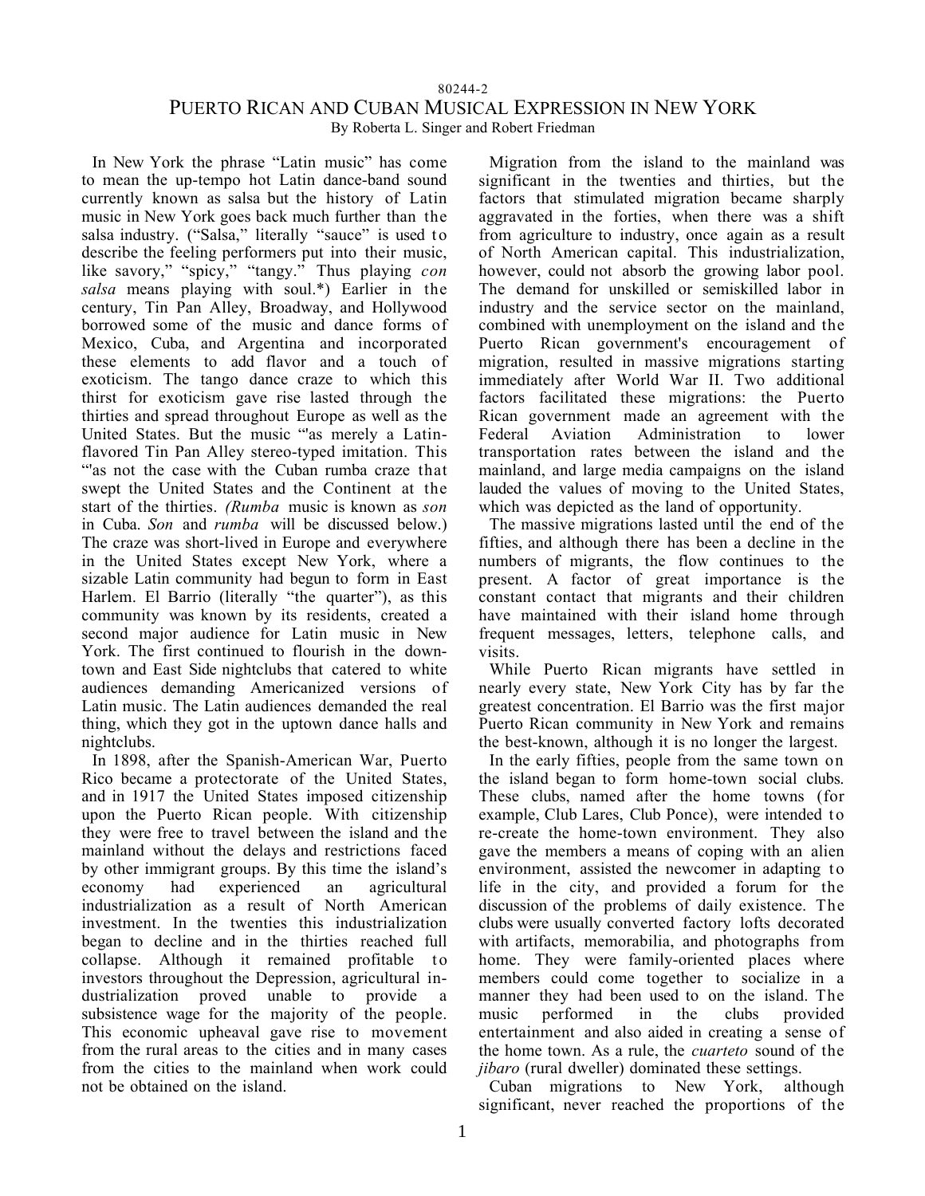80244-2

# Puerto Rican and Cuban Musical Expression in New York

By Roberta L. Singer and Robert Friedman

In New York the phrase "Latin music" has come to mean the up-tempo hot Latin dance-band sound currently known as salsa but the history of Latin music in New York goes back much further than the salsa industry. ("Salsa," literally "sauce" is used to describe the feeling performers put into their music, like savory," "spicy," "tangy." Thus playing *con salsa* means playing with soul.*) Earlier in the century, Tin Pan Alley, Broadway, and Hollywood borrowed some of the music and dance forms of Mexico, Cuba, and Argentina and incorporated these elements to add flavor and a touch of exoticism. The tango dance craze to which this thirst for exoticism gave rise lasted through the thirties and spread throughout Europe as well as the United States. But the music "'as merely a Latin-flavored Tin Pan Alley stereo-typed imitation. This "'as not the case with the Cuban rumba craze that swept the United States and the Continent at the start of the thirties. *(Rumba* music is known as *son* in Cuba. *Son* and *rumba* will be discussed below.) The craze was short-lived in Europe and everywhere in the United States except New York, where a sizable Latin community had begun to form in East Harlem. El Barrio (literally "the quarter"), as this community was known by its residents, created a second major audience for Latin music in New York. The first continued to flourish in the down-town and East Side nightclubs that catered to white audiences demanding Americanized versions of Latin music. The Latin audiences demanded the real thing, which they got in the uptown dance halls and nightclubs.

In 1898, after the Spanish-American War, Puerto Rico became a protectorate of the United States, and in 1917 the United States imposed citizenship upon the Puerto Rican people. With citizenship they were free to travel between the island and the mainland without the delays and restrictions faced by other immigrant groups. By this time the island's economy had experienced an agricultural industrialization as a result of North American investment. In the twenties this industrialization began to decline and in the thirties reached full collapse. Although it remained profitable to investors throughout the Depression, agricultural in-dustrialization proved unable to provide a subsistence wage for the majority of the people. This economic upheaval gave rise to movement from the rural areas to the cities and in many cases from the cities to the mainland when work could not be obtained on the island.

Migration from the island to the mainland was significant in the twenties and thirties, but the factors that stimulated migration became sharply aggravated in the forties, when there was a shift from agriculture to industry, once again as a result of North American capital. This industrialization, however, could not absorb the growing labor pool. The demand for unskilled or semiskilled labor in industry and the service sector on the mainland, combined with unemployment on the island and the Puerto Rican government's encouragement of migration, resulted in massive migrations starting immediately after World War II. Two additional factors facilitated these migrations: the Puerto Rican government made an agreement with the Federal Aviation Administration to lower transportation rates between the island and the mainland, and large media campaigns on the island lauded the values of moving to the United States, which was depicted as the land of opportunity.

The massive migrations lasted until the end of the fifties, and although there has been a decline in the numbers of migrants, the flow continues to the present. A factor of great importance is the constant contact that migrants and their children have maintained with their island home through frequent messages, letters, telephone calls, and visits.

While Puerto Rican migrants have settled in nearly every state, New York City has by far the greatest concentration. El Barrio was the first major Puerto Rican community in New York and remains the best-known, although it is no longer the largest.

In the early fifties, people from the same town on the island began to form home-town social clubs. These clubs, named after the home towns (for example, Club Lares, Club Ponce), were intended to re-create the home-town environment. They also gave the members a means of coping with an alien environment, assisted the newcomer in adapting to life in the city, and provided a forum for the discussion of the problems of daily existence. The clubs were usually converted factory lofts decorated with artifacts, memorabilia, and photographs from home. They were family-oriented places where members could come together to socialize in a manner they had been used to on the island. The music performed in the clubs provided entertainment and also aided in creating a sense of the home town. As a rule, the *cuarteto* sound of the *jibaro* (rural dweller) dominated these settings.

Cuban migrations to New York, although significant, never reached the proportions of the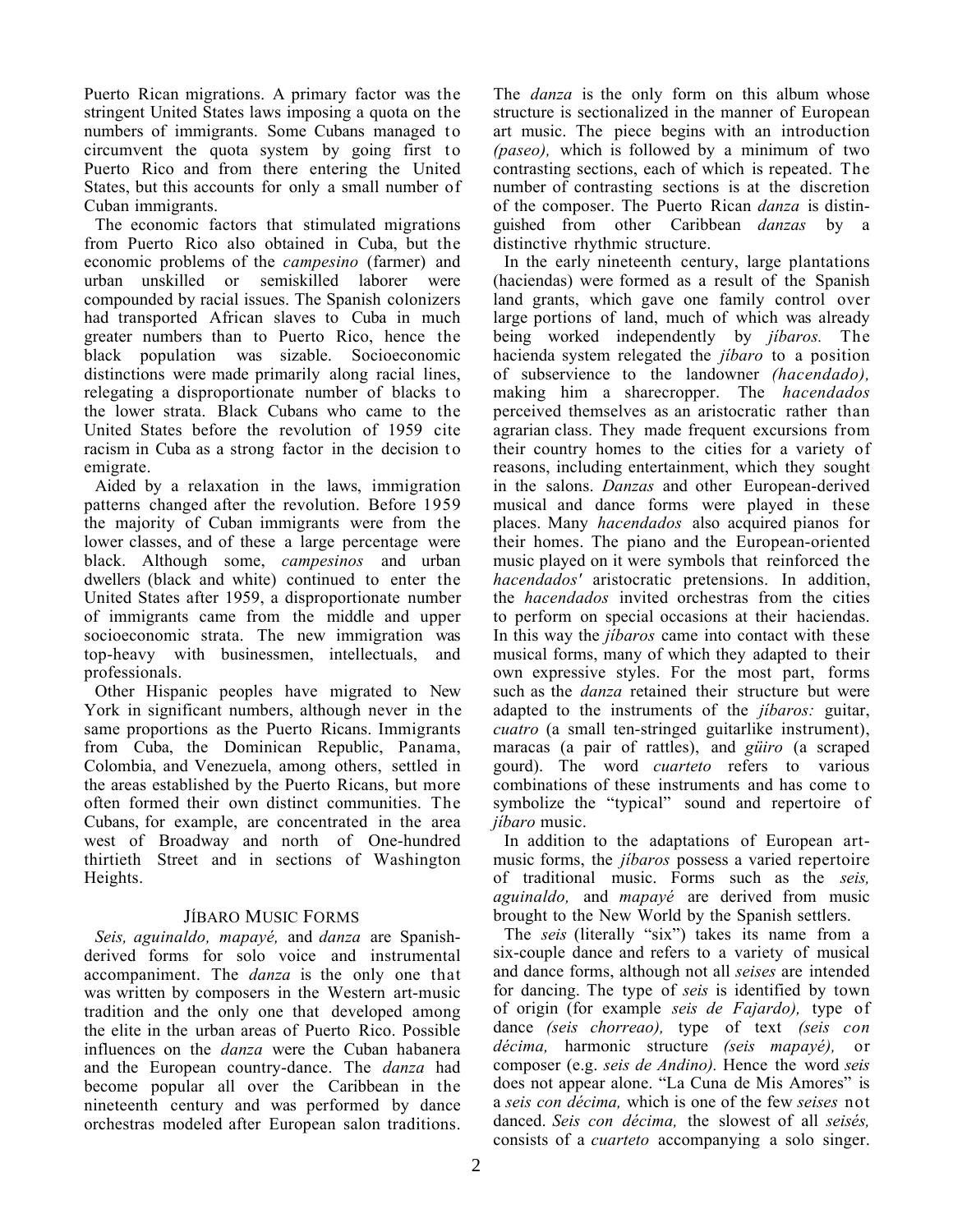Puerto Rican migrations. A primary factor was the stringent United States laws imposing a quota on the numbers of immigrants. Some Cubans managed to circumvent the quota system by going first to Puerto Rico and from there entering the United States, but this accounts for only a small number of Cuban immigrants.

The economic factors that stimulated migrations from Puerto Rico also obtained in Cuba, but the economic problems of the *campesino* (farmer) and urban unskilled or semiskilled laborer were compounded by racial issues. The Spanish colonizers had transported African slaves to Cuba in much greater numbers than to Puerto Rico, hence the black population was sizable. Socioeconomic distinctions were made primarily along racial lines, relegating a disproportionate number of blacks to the lower strata. Black Cubans who came to the United States before the revolution of 1959 cite racism in Cuba as a strong factor in the decision to emigrate.

Aided by a relaxation in the laws, immigration patterns changed after the revolution. Before 1959 the majority of Cuban immigrants were from the lower classes, and of these a large percentage were black. Although some, *campesinos* and urban dwellers (black and white) continued to enter the United States after 1959, a disproportionate number of immigrants came from the middle and upper socioeconomic strata. The new immigration was top-heavy with businessmen, intellectuals, and professionals.

Other Hispanic peoples have migrated to New York in significant numbers, although never in the same proportions as the Puerto Ricans. Immigrants from Cuba, the Dominican Republic, Panama, Colombia, and Venezuela, among others, settled in the areas established by the Puerto Ricans, but more often formed their own distinct communities. The Cubans, for example, are concentrated in the area west of Broadway and north of One-hundred thirtieth Street and in sections of Washington Heights.

## JÍBARO MUSIC FORMS

*Seis, aguinaldo, mapayé,* and *danza* are Spanish-derived forms for solo voice and instrumental accompaniment. The *danza* is the only one that was written by composers in the Western art-music tradition and the only one that developed among the elite in the urban areas of Puerto Rico. Possible influences on the *danza* were the Cuban habanera and the European country-dance. The *danza* had become popular all over the Caribbean in the nineteenth century and was performed by dance orchestras modeled after European salon traditions. The *danza* is the only form on this album whose structure is sectionalized in the manner of European art music. The piece begins with an introduction *(paseo),* which is followed by a minimum of two contrasting sections, each of which is repeated. The number of contrasting sections is at the discretion of the composer. The Puerto Rican *danza* is distinguished from other Caribbean *danzas* by a distinctive rhythmic structure.

In the early nineteenth century, large plantations (haciendas) were formed as a result of the Spanish land grants, which gave one family control over large portions of land, much of which was already being worked independently by *jíbaros.* The hacienda system relegated the *jíbaro* to a position of subservience to the landowner *(hacendado),* making him a sharecropper. The *hacendados* perceived themselves as an aristocratic rather than agrarian class. They made frequent excursions from their country homes to the cities for a variety of reasons, including entertainment, which they sought in the salons. *Danzas* and other European-derived musical and dance forms were played in these places. Many *hacendados* also acquired pianos for their homes. The piano and the European-oriented music played on it were symbols that reinforced the *hacendados'* aristocratic pretensions. In addition, the *hacendados* invited orchestras from the cities to perform on special occasions at their haciendas. In this way the *jíbaros* came into contact with these musical forms, many of which they adapted to their own expressive styles. For the most part, forms such as the *danza* retained their structure but were adapted to the instruments of the *jíbaros:* guitar, *cuatro* (a small ten-stringed guitarlike instrument), maracas (a pair of rattles), and *güiro* (a scraped gourd). The word *cuarteto* refers to various combinations of these instruments and has come to symbolize the "typical" sound and repertoire of *jíbaro* music.

In addition to the adaptations of European art-music forms, the *jíbaros* possess a varied repertoire of traditional music. Forms such as the *seis, aguinaldo,* and *mapayé* are derived from music brought to the New World by the Spanish settlers.

The *seis* (literally "six") takes its name from a six-couple dance and refers to a variety of musical and dance forms, although not all *seises* are intended for dancing. The type of *seis* is identified by town of origin (for example *seis de Fajardo),* type of dance *(seis chorreao),* type of text *(seis con décima,* harmonic structure *(seis mapayé),* or composer (e.g. *seis de Andino).* Hence the word *seis* does not appear alone. "La Cuna de Mis Amores" is a *seis con décima,* which is one of the few *seises* not danced. *Seis con décima,* the slowest of all *seisés,* consists of a *cuarteto* accompanying a solo singer.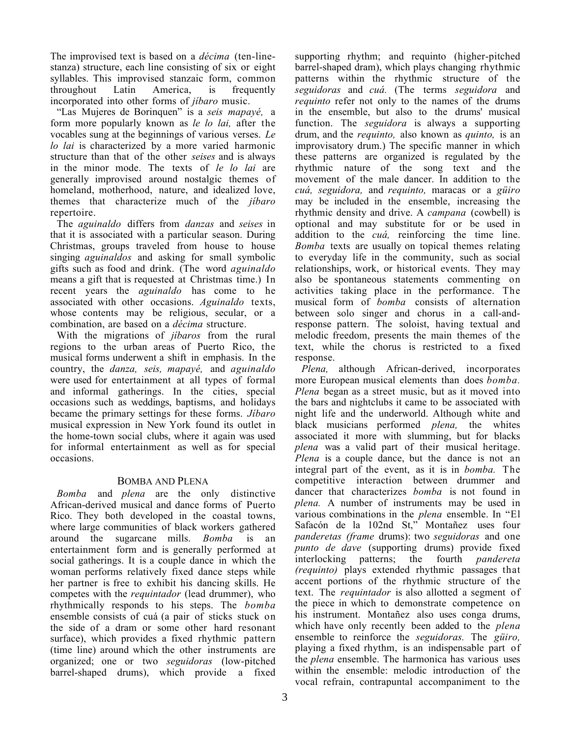The improvised text is based on a *décima* (ten-line-stanza) structure, each line consisting of six or eight syllables. This improvised stanzaic form, common throughout Latin America, is frequently incorporated into other forms of *jíbaro* music.

"Las Mujeres de Borinquen" is a *seis mapayé,* a form more popularly known as *le lo lai,* after the vocables sung at the beginnings of various verses. *Le lo lai* is characterized by a more varied harmonic structure than that of the other *seises* and is always in the minor mode. The texts of *le lo lai* are generally improvised around nostalgic themes of homeland, motherhood, nature, and idealized love, themes that characterize much of the *jíbaro* repertoire.

The *aguinaldo* differs from *danzas* and *seises* in that it is associated with a particular season. During Christmas, groups traveled from house to house singing *aguinaldos* and asking for small symbolic gifts such as food and drink. (The word *aguinaldo* means a gift that is requested at Christmas time.) In recent years the *aguinaldo* has come to he associated with other occasions. *Aguinaldo* texts, whose contents may be religious, secular, or a combination, are based on a *décima* structure.

With the migrations of *jíbaros* from the rural regions to the urban areas of Puerto Rico, the musical forms underwent a shift in emphasis. In the country, the *danza, seis, mapayé,* and *aguinaldo* were used for entertainment at all types of formal and informal gatherings. In the cities, special occasions such as weddings, baptisms, and holidays became the primary settings for these forms. *Jíbaro* musical expression in New York found its outlet in the home-town social clubs, where it again was used for informal entertainment as well as for special occasions.

## BOMBA AND PLENA

*Bomba* and *plena* are the only distinctive African-derived musical and dance forms of Puerto Rico. They both developed in the coastal towns, where large communities of black workers gathered around the sugarcane mills. *Bomba* is an entertainment form and is generally performed at social gatherings. It is a couple dance in which the woman performs relatively fixed dance steps while her partner is free to exhibit his dancing skills. He competes with the *requintador* (lead drummer), who rhythmically responds to his steps. The *bomba* ensemble consists of cuá (a pair of sticks stuck on the side of a dram or some other hard resonant surface), which provides a fixed rhythmic pattern (time line) around which the other instruments are organized; one or two *seguidoras* (low-pitched barrel-shaped drums), which provide a fixed supporting rhythm; and requinto (higher-pitched barrel-shaped dram), which plays changing rhythmic patterns within the rhythmic structure of the *seguidoras* and *cuá.* (The terms *seguidora* and *requinto* refer not only to the names of the drums in the ensemble, but also to the drums' musical function. The *seguidora* is always a supporting drum, and the *requinto,* also known as *quinto,* is an improvisatory drum.) The specific manner in which these patterns are organized is regulated by the rhythmic nature of the song text and the movement of the male dancer. In addition to the *cuá, seguidora,* and *requinto,* maracas or a *güiro* may be included in the ensemble, increasing the rhythmic density and drive. A *campana* (cowbell) is optional and may substitute for or be used in addition to the *cuá,* reinforcing the time line. *Bomba* texts are usually on topical themes relating to everyday life in the community, such as social relationships, work, or historical events. They may also be spontaneous statements commenting on activities taking place in the performance. The musical form of *bomba* consists of alternation between solo singer and chorus in a call-and-response pattern. The soloist, having textual and melodic freedom, presents the main themes of the text, while the chorus is restricted to a fixed response.

*Plena,* although African-derived, incorporates more European musical elements than does *bomba. Plena* began as a street music, but as it moved into the bars and nightclubs it came to be associated with night life and the underworld. Although white and black musicians performed *plena,* the whites associated it more with slumming, but for blacks *plena* was a valid part of their musical heritage. *Plena* is a couple dance, but the dance is not an integral part of the event, as it is in *bomba.* The competitive interaction between drummer and dancer that characterizes *bomba* is not found in *plena.* A number of instruments may be used in various combinations in the *plena* ensemble. In "El Safacón de la 102nd St," Montañez uses four *panderetas (frame* drums): two *seguidoras* and one *punto de dave* (supporting drums) provide fixed interlocking patterns; the fourth *pandereta (requinto)* plays extended rhythmic passages that accent portions of the rhythmic structure of the text. The *requintador* is also allotted a segment of the piece in which to demonstrate competence on his instrument. Montañez also uses conga drums, which have only recently been added to the *plena* ensemble to reinforce the *seguidoras.* The *güiro,* playing a fixed rhythm, is an indispensable part of the *plena* ensemble. The harmonica has various uses within the ensemble: melodic introduction of the vocal refrain, contrapuntal accompaniment to the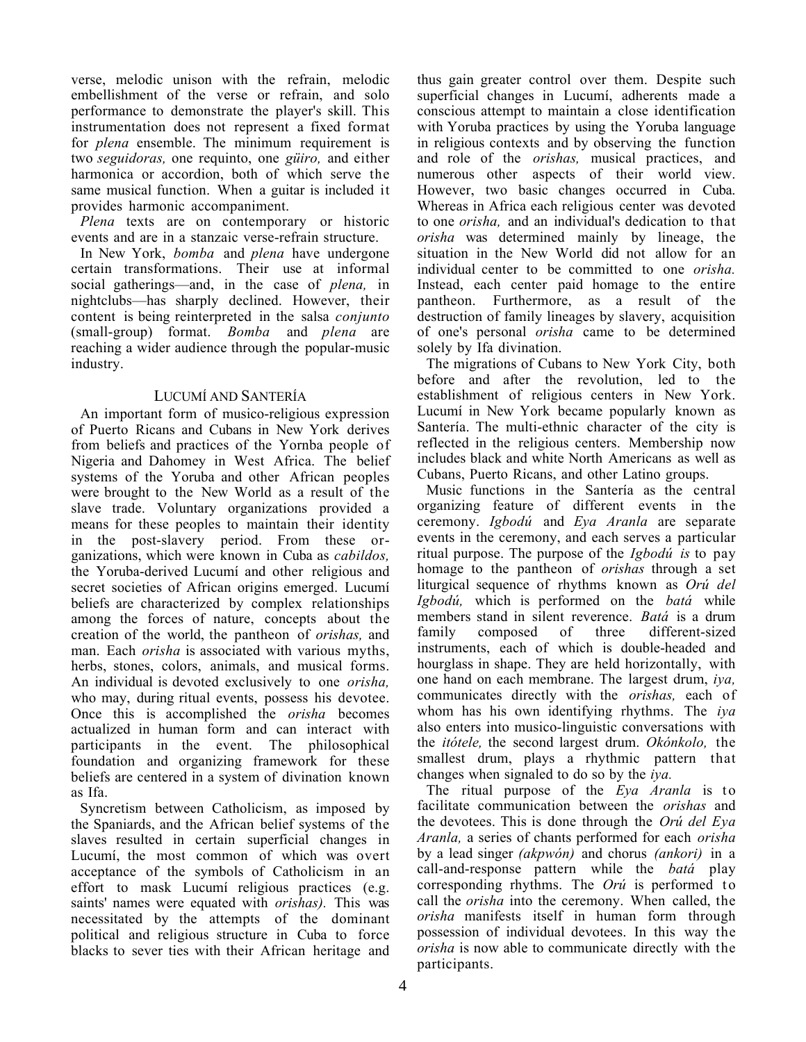verse, melodic unison with the refrain, melodic embellishment of the verse or refrain, and solo performance to demonstrate the player's skill. This instrumentation does not represent a fixed format for *plena* ensemble. The minimum requirement is two *seguidoras,* one requinto, one *güiro,* and either harmonica or accordion, both of which serve the same musical function. When a guitar is included it provides harmonic accompaniment.

*Plena* texts are on contemporary or historic events and are in a stanzaic verse-refrain structure.

In New York, *bomba* and *plena* have undergone certain transformations. Their use at informal social gatherings—and, in the case of *plena,* in nightclubs—has sharply declined. However, their content is being reinterpreted in the salsa *conjunto* (small-group) format. *Bomba* and *plena* are reaching a wider audience through the popular-music industry.

## LUCUMÍ AND SANTERÍA

An important form of musico-religious expression of Puerto Ricans and Cubans in New York derives from beliefs and practices of the Yornba people of Nigeria and Dahomey in West Africa. The belief systems of the Yoruba and other African peoples were brought to the New World as a result of the slave trade. Voluntary organizations provided a means for these peoples to maintain their identity in the post-slavery period. From these organizations, which were known in Cuba as *cabildos,* the Yoruba-derived Lucumí and other religious and secret societies of African origins emerged. Lucumí beliefs are characterized by complex relationships among the forces of nature, concepts about the creation of the world, the pantheon of *orishas,* and man. Each *orisha* is associated with various myths, herbs, stones, colors, animals, and musical forms. An individual is devoted exclusively to one *orisha,* who may, during ritual events, possess his devotee. Once this is accomplished the *orisha* becomes actualized in human form and can interact with participants in the event. The philosophical foundation and organizing framework for these beliefs are centered in a system of divination known as Ifa.

Syncretism between Catholicism, as imposed by the Spaniards, and the African belief systems of the slaves resulted in certain superficial changes in Lucumí, the most common of which was overt acceptance of the symbols of Catholicism in an effort to mask Lucumí religious practices (e.g. saints' names were equated with *orishas).* This was necessitated by the attempts of the dominant political and religious structure in Cuba to force blacks to sever ties with their African heritage and thus gain greater control over them. Despite such superficial changes in Lucumí, adherents made a conscious attempt to maintain a close identification with Yoruba practices by using the Yoruba language in religious contexts and by observing the function and role of the *orishas,* musical practices, and numerous other aspects of their world view. However, two basic changes occurred in Cuba. Whereas in Africa each religious center was devoted to one *orisha,* and an individual's dedication to that *orisha* was determined mainly by lineage, the situation in the New World did not allow for an individual center to be committed to one *orisha.* Instead, each center paid homage to the entire pantheon. Furthermore, as a result of the destruction of family lineages by slavery, acquisition of one's personal *orisha* came to be determined solely by Ifa divination.

The migrations of Cubans to New York City, both before and after the revolution, led to the establishment of religious centers in New York. Lucumí in New York became popularly known as Santería. The multi-ethnic character of the city is reflected in the religious centers. Membership now includes black and white North Americans as well as Cubans, Puerto Ricans, and other Latino groups.

Music functions in the Santería as the central organizing feature of different events in the ceremony. *Igbodú* and *Eya Aranla* are separate events in the ceremony, and each serves a particular ritual purpose. The purpose of the *Igbodú is* to pay homage to the pantheon of *orishas* through a set liturgical sequence of rhythms known as *Orú del Igbodú,* which is performed on the *batá* while members stand in silent reverence. *Batá* is a drum family composed of three different-sized instruments, each of which is double-headed and hourglass in shape. They are held horizontally, with one hand on each membrane. The largest drum, *iya,* communicates directly with the *orishas,* each of whom has his own identifying rhythms. The *iya* also enters into musico-linguistic conversations with the *itótele,* the second largest drum. *Okónkolo,* the smallest drum, plays a rhythmic pattern that changes when signaled to do so by the *iya.*

The ritual purpose of the *Eya Aranla* is to facilitate communication between the *orishas* and the devotees. This is done through the *Orú del Eya Aranla,* a series of chants performed for each *orisha* by a lead singer *(akpwón)* and chorus *(ankori)* in a call-and-response pattern while the *batá* play corresponding rhythms. The *Orú* is performed to call the *orisha* into the ceremony. When called, the *orisha* manifests itself in human form through possession of individual devotees. In this way the *orisha* is now able to communicate directly with the participants.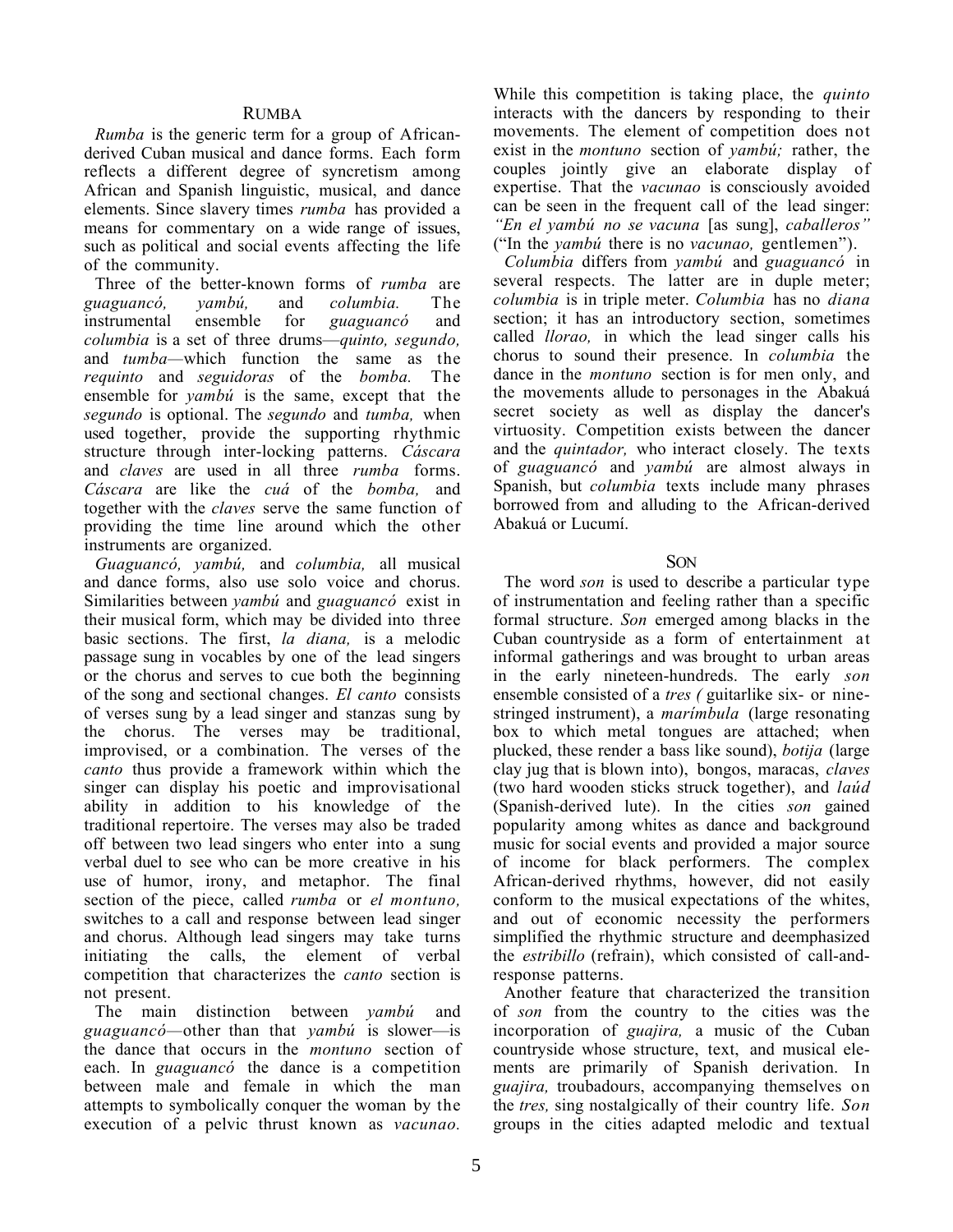## Rumba

*Rumba* is the generic term for a group of African-derived Cuban musical and dance forms. Each form reflects a different degree of syncretism among African and Spanish linguistic, musical, and dance elements. Since slavery times *rumba* has provided a means for commentary on a wide range of issues, such as political and social events affecting the life of the community.

Three of the better-known forms of *rumba* are *guaguancó, yambú,* and *columbia.* The instrumental ensemble for *guaguancó* and *columbia* is a set of three drums—*quinto, segundo,* and *tumba*—which function the same as the *requinto* and *seguidoras* of the *bomba.* The ensemble for *yambú* is the same, except that the *segundo* is optional. The *segundo* and *tumba,* when used together, provide the supporting rhythmic structure through inter-locking patterns. *Cáscara* and *claves* are used in all three *rumba* forms. *Cáscara* are like the *cuá* of the *bomba,* and together with the *claves* serve the same function of providing the time line around which the other instruments are organized.

*Guaguancó, yambú,* and *columbia,* all musical and dance forms, also use solo voice and chorus. Similarities between *yambú* and *guaguancó* exist in their musical form, which may be divided into three basic sections. The first, *la diana,* is a melodic passage sung in vocables by one of the lead singers or the chorus and serves to cue both the beginning of the song and sectional changes. *El canto* consists of verses sung by a lead singer and stanzas sung by the chorus. The verses may be traditional, improvised, or a combination. The verses of the *canto* thus provide a framework within which the singer can display his poetic and improvisational ability in addition to his knowledge of the traditional repertoire. The verses may also be traded off between two lead singers who enter into a sung verbal duel to see who can be more creative in his use of humor, irony, and metaphor. The final section of the piece, called *rumba* or *el montuno,* switches to a call and response between lead singer and chorus. Although lead singers may take turns initiating the calls, the element of verbal competition that characterizes the *canto* section is not present.

The main distinction between *yambú* and *guaguancó*—other than that *yambú* is slower—is the dance that occurs in the *montuno* section of each. In *guaguancó* the dance is a competition between male and female in which the man attempts to symbolically conquer the woman by the execution of a pelvic thrust known as *vacunao.* While this competition is taking place, the *quinto* interacts with the dancers by responding to their movements. The element of competition does not exist in the *montuno* section of *yambú;* rather, the couples jointly give an elaborate display of expertise. That the *vacunao* is consciously avoided can be seen in the frequent call of the lead singer: *"En el yambú no se vacuna* [as sung], *caballeros"* ("In the *yambú* there is no *vacunao,* gentlemen").

*Columbia* differs from *yambú* and *guaguancó* in several respects. The latter are in duple meter; *columbia* is in triple meter. *Columbia* has no *diana* section; it has an introductory section, sometimes called *llorao,* in which the lead singer calls his chorus to sound their presence. In *columbia* the dance in the *montuno* section is for men only, and the movements allude to personages in the Abakuá secret society as well as display the dancer's virtuosity. Competition exists between the dancer and the *quintador,* who interact closely. The texts of *guaguancó* and *yambú* are almost always in Spanish, but *columbia* texts include many phrases borrowed from and alluding to the African-derived Abakuá or Lucumí.

## Son

The word *son* is used to describe a particular type of instrumentation and feeling rather than a specific formal structure. *Son* emerged among blacks in the Cuban countryside as a form of entertainment at informal gatherings and was brought to urban areas in the early nineteen-hundreds. The early *son* ensemble consisted of a *tres (* guitarlike six- or nine-stringed instrument), a *marímbula* (large resonating box to which metal tongues are attached; when plucked, these render a bass like sound), *botija* (large clay jug that is blown into), bongos, maracas, *claves* (two hard wooden sticks struck together), and *laúd* (Spanish-derived lute). In the cities *son* gained popularity among whites as dance and background music for social events and provided a major source of income for black performers. The complex African-derived rhythms, however, did not easily conform to the musical expectations of the whites, and out of economic necessity the performers simplified the rhythmic structure and deemphasized the *estribillo* (refrain), which consisted of call-and-response patterns.

Another feature that characterized the transition of *son* from the country to the cities was the incorporation of *guajira,* a music of the Cuban countryside whose structure, text, and musical elements are primarily of Spanish derivation. In *guajira,* troubadours, accompanying themselves on the *tres,* sing nostalgically of their country life. *Son* groups in the cities adapted melodic and textual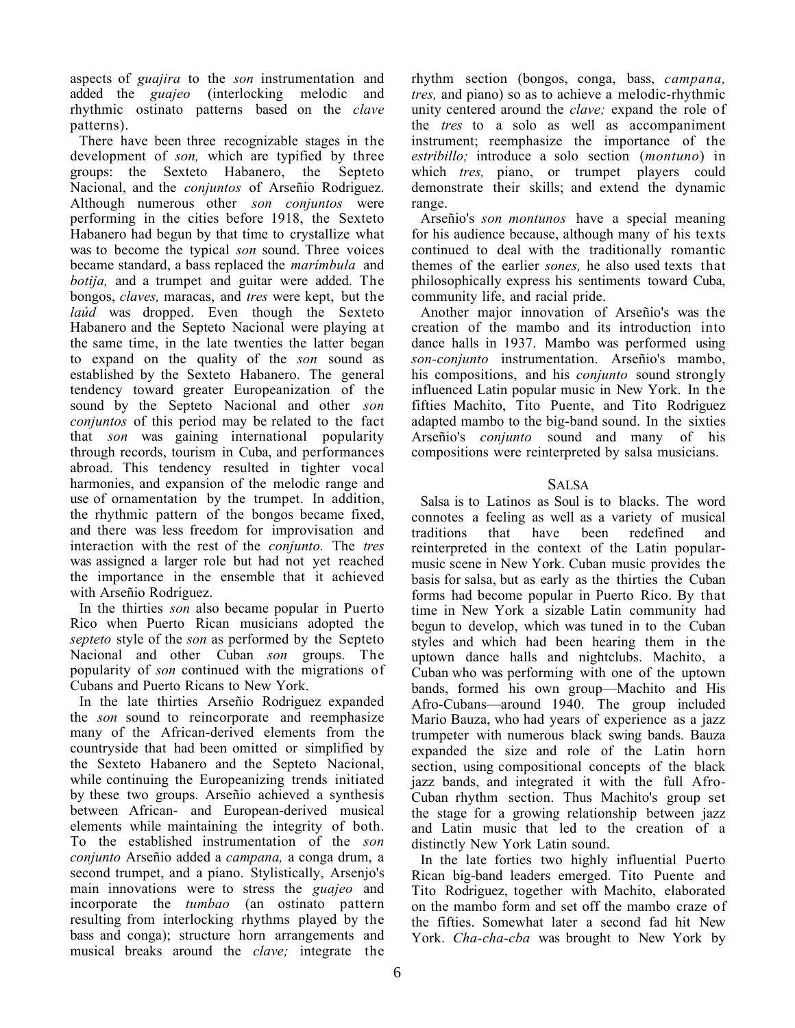aspects of *guajira* to the *son* instrumentation and added the *guajeo* (interlocking melodic and rhythmic ostinato patterns based on the *clave* patterns).

There have been three recognizable stages in the development of *son,* which are typified by three groups: the Sexteto Habanero, the Septeto Nacional, and the *conjuntos* of Arseñio Rodriguez. Although numerous other *son conjuntos* were performing in the cities before 1918, the Sexteto Habanero had begun by that time to crystallize what was to become the typical *son* sound. Three voices became standard, a bass replaced the *marímbula* and *botija,* and a trumpet and guitar were added. The bongos, *claves,* maracas, and *tres* were kept, but the *laúd* was dropped. Even though the Sexteto Habanero and the Septeto Nacional were playing at the same time, in the late twenties the latter began to expand on the quality of the *son* sound as established by the Sexteto Habanero. The general tendency toward greater Europeanization of the sound by the Septeto Nacional and other *son conjuntos* of this period may be related to the fact that *son* was gaining international popularity through records, tourism in Cuba, and performances abroad. This tendency resulted in tighter vocal harmonies, and expansion of the melodic range and use of ornamentation by the trumpet. In addition, the rhythmic pattern of the bongos became fixed, and there was less freedom for improvisation and interaction with the rest of the *conjunto.* The *tres* was assigned a larger role but had not yet reached the importance in the ensemble that it achieved with Arseñio Rodriguez.

In the thirties *son* also became popular in Puerto Rico when Puerto Rican musicians adopted the *septeto* style of the *son* as performed by the Septeto Nacional and other Cuban *son* groups. The popularity of *son* continued with the migrations of Cubans and Puerto Ricans to New York.

In the late thirties Arseñio Rodriguez expanded the *son* sound to reincorporate and reemphasize many of the African-derived elements from the countryside that had been omitted or simplified by the Sexteto Habanero and the Septeto Nacional, while continuing the Europeanizing trends initiated by these two groups. Arseñio achieved a synthesis between African- and European-derived musical elements while maintaining the integrity of both. To the established instrumentation of the *son conjunto* Arseñio added a *campana,* a conga drum, a second trumpet, and a piano. Stylistically, Arsenjo's main innovations were to stress the *guajeo* and incorporate the *tumbao* (an ostinato pattern resulting from interlocking rhythms played by the bass and conga); structure horn arrangements and musical breaks around the *clave;* integrate the rhythm section (bongos, conga, bass, *campana, tres,* and piano) so as to achieve a melodic-rhythmic unity centered around the *clave;* expand the role of the *tres* to a solo as well as accompaniment instrument; reemphasize the importance of the *estribillo;* introduce a solo section (*montuno*) in which *tres,* piano, or trumpet players could demonstrate their skills; and extend the dynamic range.

Arseñio's *son montunos* have a special meaning for his audience because, although many of his texts continued to deal with the traditionally romantic themes of the earlier *sones,* he also used texts that philosophically express his sentiments toward Cuba, community life, and racial pride.

Another major innovation of Arseñio's was the creation of the mambo and its introduction into dance halls in 1937. Mambo was performed using *son-conjunto* instrumentation. Arseñio's mambo, his compositions, and his *conjunto* sound strongly influenced Latin popular music in New York. In the fifties Machito, Tito Puente, and Tito Rodriguez adapted mambo to the big-band sound. In the sixties Arseñio's *conjunto* sound and many of his compositions were reinterpreted by salsa musicians.

## Salsa

Salsa is to Latinos as Soul is to blacks. The word connotes a feeling as well as a variety of musical traditions that have been redefined and reinterpreted in the context of the Latin popular-music scene in New York. Cuban music provides the basis for salsa, but as early as the thirties the Cuban forms had become popular in Puerto Rico. By that time in New York a sizable Latin community had begun to develop, which was tuned in to the Cuban styles and which had been hearing them in the uptown dance halls and nightclubs. Machito, a Cuban who was performing with one of the uptown bands, formed his own group—Machito and His Afro-Cubans—around 1940. The group included Mario Bauza, who had years of experience as a jazz trumpeter with numerous black swing bands. Bauza expanded the size and role of the Latin horn section, using compositional concepts of the black jazz bands, and integrated it with the full Afro-Cuban rhythm section. Thus Machito's group set the stage for a growing relationship between jazz and Latin music that led to the creation of a distinctly New York Latin sound.

In the late forties two highly influential Puerto Rican big-band leaders emerged. Tito Puente and Tito Rodriguez, together with Machito, elaborated on the mambo form and set off the mambo craze of the fifties. Somewhat later a second fad hit New York. *Cha-cha-cba* was brought to New York by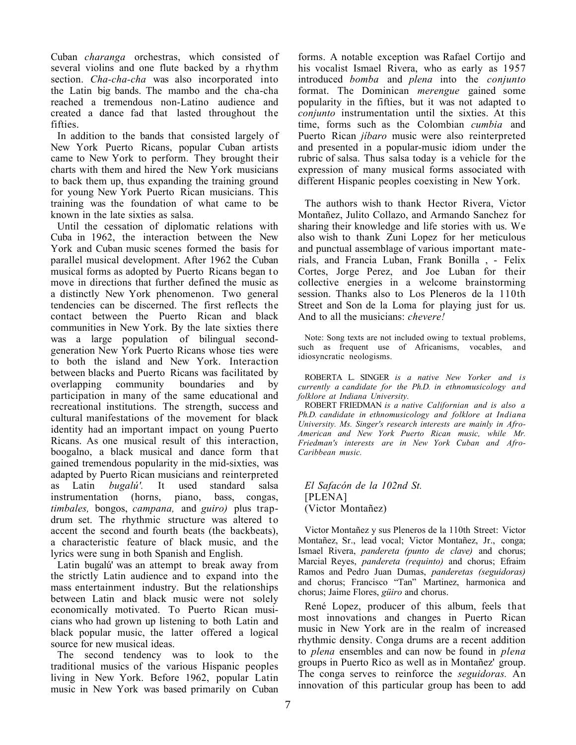Cuban *charanga* orchestras, which consisted of several violins and one flute backed by a rhythm section. *Cha-cha-cha* was also incorporated into the Latin big bands. The mambo and the cha-cha reached a tremendous non-Latino audience and created a dance fad that lasted throughout the fifties.

In addition to the bands that consisted largely of New York Puerto Ricans, popular Cuban artists came to New York to perform. They brought their charts with them and hired the New York musicians to back them up, thus expanding the training ground for young New York Puerto Rican musicians. This training was the foundation of what came to be known in the late sixties as salsa.

Until the cessation of diplomatic relations with Cuba in 1962, the interaction between the New York and Cuban music scenes formed the basis for parallel musical development. After 1962 the Cuban musical forms as adopted by Puerto Ricans began to move in directions that further defined the music as a distinctly New York phenomenon. Two general tendencies can be discerned. The first reflects the contact between the Puerto Rican and black communities in New York. By the late sixties there was a large population of bilingual second-generation New York Puerto Ricans whose ties were to both the island and New York. Interaction between blacks and Puerto Ricans was facilitated by overlapping community boundaries and by participation in many of the same educational and recreational institutions. The strength, success and cultural manifestations of the movement for black identity had an important impact on young Puerto Ricans. As one musical result of this interaction, boogalno, a black musical and dance form that gained tremendous popularity in the mid-sixties, was adapted by Puerto Rican musicians and reinterpreted as Latin *bugalú'.* It used standard salsa instrumentation (horns, piano, bass, congas, *timbales,* bongos, *campana,* and *guiro)* plus trap-drum set. The rhythmic structure was altered to accent the second and fourth beats (the backbeats), a characteristic feature of black music, and the lyrics were sung in both Spanish and English.

Latin bugalú' was an attempt to break away from the strictly Latin audience and to expand into the mass entertainment industry. But the relationships between Latin and black music were not solely economically motivated. To Puerto Rican musicians who had grown up listening to both Latin and black popular music, the latter offered a logical source for new musical ideas.

The second tendency was to look to the traditional musics of the various Hispanic peoples living in New York. Before 1962, popular Latin music in New York was based primarily on Cuban forms. A notable exception was Rafael Cortijo and his vocalist Ismael Rivera, who as early as 1957 introduced *bomba* and *plena* into the *conjunto* format. The Dominican *merengue* gained some popularity in the fifties, but it was not adapted to *conjunto* instrumentation until the sixties. At this time, forms such as the Colombian *cumbia* and Puerto Rican *jíbaro* music were also reinterpreted and presented in a popular-music idiom under the rubric of salsa. Thus salsa today is a vehicle for the expression of many musical forms associated with different Hispanic peoples coexisting in New York.

The authors wish to thank Hector Rivera, Victor Montañez, Julito Collazo, and Armando Sanchez for sharing their knowledge and life stories with us. We also wish to thank Zuni Lopez for her meticulous and punctual assemblage of various important materials, and Francia Luban, Frank Bonilla , - Felix Cortes, Jorge Perez, and Joe Luban for their collective energies in a welcome brainstorming session. Thanks also to Los Pleneros de la 110th Street and Son de la Loma for playing just for us. And to all the musicians: *chevere!*

Note: Song texts are not included owing to textual problems, such as frequent use of Africanisms, vocables, and idiosyncratic neologisms.

ROBERTA L. SINGER *is a native New Yorker and is currently a candidate for the Ph.D. in ethnomusicology and folklore at Indiana University.*
ROBERT FRIEDMAN *is a native Californian and is also a Ph.D. candidate in ethnomusicology and folklore at Indiana University. Ms. Singer's research interests are mainly in Afro-American and New York Puerto Rican music, while Mr. Friedman's interests are in New York Cuban and Afro-Caribbean music.*

*El Safacón de la 102nd St.*
[PLENA]
(Victor Montañez)

Victor Montañez y sus Pleneros de la 110th Street: Victor Montañez, Sr., lead vocal; Victor Montañez, Jr., conga; Ismael Rivera, *pandereta (punto de clave)* and chorus; Marcial Reyes, *pandereta (requinto)* and chorus; Efraim Ramos and Pedro Juan Dumas, *panderetas (seguidoras)* and chorus; Francisco "Tan" Martinez, harmonica and chorus; Jaime Flores, *güiro* and chorus.

René Lopez, producer of this album, feels that most innovations and changes in Puerto Rican music in New York are in the realm of increased rhythmic density. Conga drums are a recent addition to *plena* ensembles and can now be found in *plena* groups in Puerto Rico as well as in Montañez' group. The conga serves to reinforce the *seguidoras.* An innovation of this particular group has been to add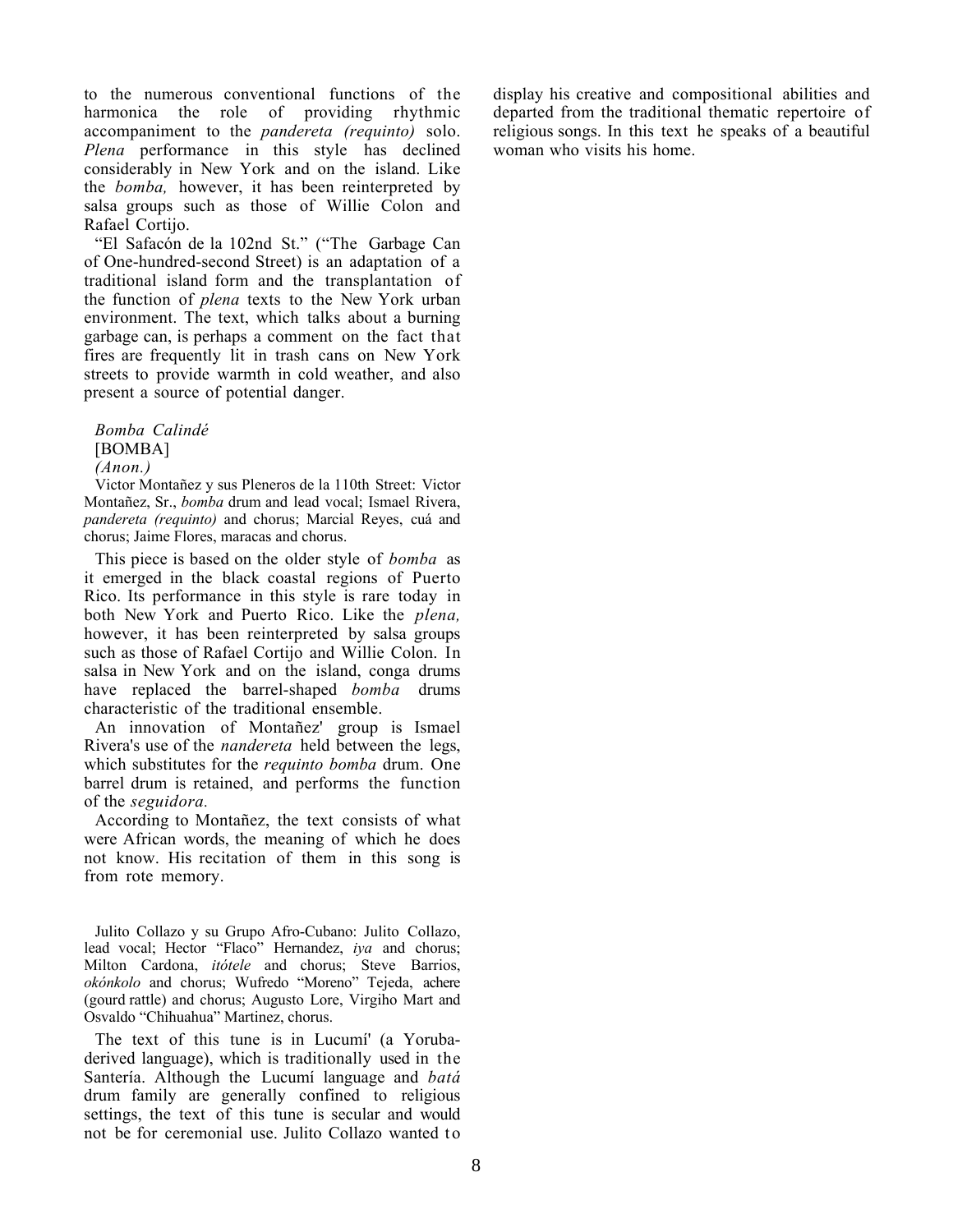to the numerous conventional functions of the harmonica the role of providing rhythmic accompaniment to the *pandereta (requinto)* solo. *Plena* performance in this style has declined considerably in New York and on the island. Like the *bomba,* however, it has been reinterpreted by salsa groups such as those of Willie Colon and Rafael Cortijo.

"El Safacón de la 102nd St." ("The Garbage Can of One-hundred-second Street) is an adaptation of a traditional island form and the transplantation of the function of *plena* texts to the New York urban environment. The text, which talks about a burning garbage can, is perhaps a comment on the fact that fires are frequently lit in trash cans on New York streets to provide warmth in cold weather, and also present a source of potential danger.

*Bomba Calindé*
[BOMBA]
*(Anon.)*

Victor Montañez y sus Pleneros de la 110th Street: Victor Montañez, Sr., *bomba* drum and lead vocal; Ismael Rivera, *pandereta (requinto)* and chorus; Marcial Reyes, cuá and chorus; Jaime Flores, maracas and chorus.

This piece is based on the older style of *bomba* as it emerged in the black coastal regions of Puerto Rico. Its performance in this style is rare today in both New York and Puerto Rico. Like the *plena,* however, it has been reinterpreted by salsa groups such as those of Rafael Cortijo and Willie Colon. In salsa in New York and on the island, conga drums have replaced the barrel-shaped *bomba* drums characteristic of the traditional ensemble.

An innovation of Montañez' group is Ismael Rivera's use of the *nandereta* held between the legs, which substitutes for the *requinto bomba* drum. One barrel drum is retained, and performs the function of the *seguidora.*

According to Montañez, the text consists of what were African words, the meaning of which he does not know. His recitation of them in this song is from rote memory.

Julito Collazo y su Grupo Afro-Cubano: Julito Collazo, lead vocal; Hector "Flaco" Hernandez, *iya* and chorus; Milton Cardona, *itótele* and chorus; Steve Barrios, *okónkolo* and chorus; Wufredo "Moreno" Tejeda, achere (gourd rattle) and chorus; Augusto Lore, Virgiho Mart and Osvaldo "Chihuahua" Martinez, chorus.

The text of this tune is in Lucumí' (a Yoruba-derived language), which is traditionally used in the Santería. Although the Lucumí language and *batá* drum family are generally confined to religious settings, the text of this tune is secular and would not be for ceremonial use. Julito Collazo wanted to display his creative and compositional abilities and departed from the traditional thematic repertoire of religious songs. In this text he speaks of a beautiful woman who visits his home.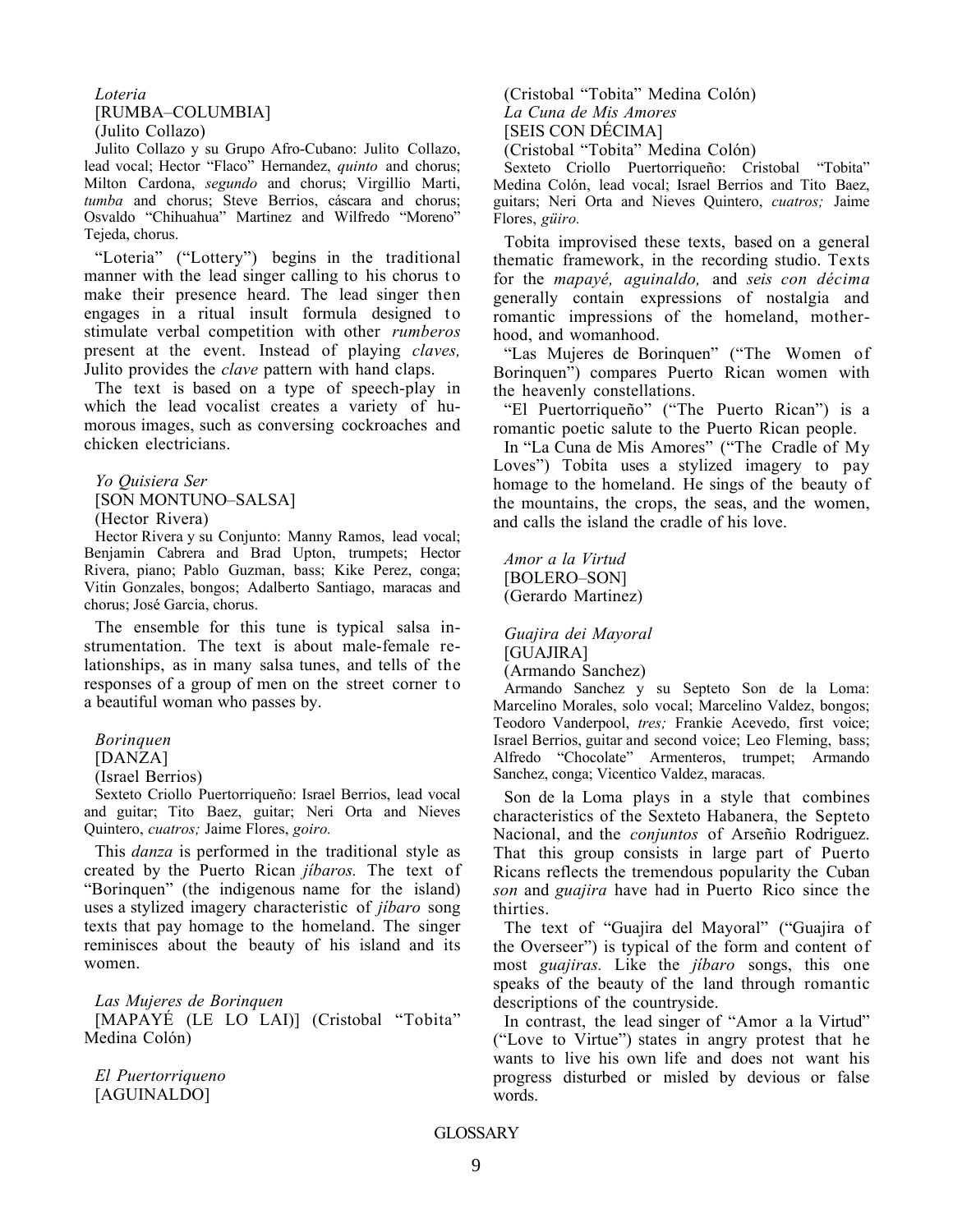*Loteria*
[RUMBA–COLUMBIA]
(Julito Collazo)

Julito Collazo y su Grupo Afro-Cubano: Julito Collazo, lead vocal; Hector "Flaco" Hernandez, *quinto* and chorus; Milton Cardona, *segundo* and chorus; Virgillio Marti, *tumba* and chorus; Steve Berrios, cáscara and chorus; Osvaldo "Chihuahua" Martinez and Wilfredo "Moreno" Tejeda, chorus.

"Loteria" ("Lottery") begins in the traditional manner with the lead singer calling to his chorus to make their presence heard. The lead singer then engages in a ritual insult formula designed to stimulate verbal competition with other *rumberos* present at the event. Instead of playing *claves,* Julito provides the *clave* pattern with hand claps.

The text is based on a type of speech-play in which the lead vocalist creates a variety of humorous images, such as conversing cockroaches and chicken electricians.

*Yo Quisiera Ser*
[SON MONTUNO–SALSA]
(Hector Rivera)

Hector Rivera y su Conjunto: Manny Ramos, lead vocal; Benjamin Cabrera and Brad Upton, trumpets; Hector Rivera, piano; Pablo Guzman, bass; Kike Perez, conga; Vitin Gonzales, bongos; Adalberto Santiago, maracas and chorus; José Garcia, chorus.

The ensemble for this tune is typical salsa instrumentation. The text is about male-female relationships, as in many salsa tunes, and tells of the responses of a group of men on the street corner to a beautiful woman who passes by.

*Borinquen*
[DANZA]
(Israel Berrios)

Sexteto Criollo Puertorriqueño: Israel Berrios, lead vocal and guitar; Tito Baez, guitar; Neri Orta and Nieves Quintero, *cuatros;* Jaime Flores, *goiro.*

This *danza* is performed in the traditional style as created by the Puerto Rican *jíbaros.* The text of "Borinquen" (the indigenous name for the island) uses a stylized imagery characteristic of *jíbaro* song texts that pay homage to the homeland. The singer reminisces about the beauty of his island and its women.

*Las Mujeres de Borinquen*
[MAPAYÉ (LE LO LAI)] (Cristobal "Tobita" Medina Colón)

*El Puertorriqueno*
[AGUINALDO]
(Cristobal "Tobita" Medina Colón)

*La Cuna de Mis Amores*
[SEIS CON DÉCIMA]
(Cristobal "Tobita" Medina Colón)

Sexteto Criollo Puertorriqueño: Cristobal "Tobita" Medina Colón, lead vocal; Israel Berrios and Tito Baez, guitars; Neri Orta and Nieves Quintero, *cuatros;* Jaime Flores, *güiro.*

Tobita improvised these texts, based on a general thematic framework, in the recording studio. Texts for the *mapayé, aguinaldo,* and *seis con décima* generally contain expressions of nostalgia and romantic impressions of the homeland, motherhood, and womanhood.

"Las Mujeres de Borinquen" ("The Women of Borinquen") compares Puerto Rican women with the heavenly constellations.

"El Puertorriqueño" ("The Puerto Rican") is a romantic poetic salute to the Puerto Rican people.

In "La Cuna de Mis Amores" ("The Cradle of My Loves") Tobita uses a stylized imagery to pay homage to the homeland. He sings of the beauty of the mountains, the crops, the seas, and the women, and calls the island the cradle of his love.

*Amor a la Virtud*
[BOLERO–SON]
(Gerardo Martinez)

*Guajira dei Mayoral*
[GUAJIRA]
(Armando Sanchez)

Armando Sanchez y su Septeto Son de la Loma: Marcelino Morales, solo vocal; Marcelino Valdez, bongos; Teodoro Vanderpool, *tres;* Frankie Acevedo, first voice; Israel Berrios, guitar and second voice; Leo Fleming, bass; Alfredo "Chocolate" Armenteros, trumpet; Armando Sanchez, conga; Vicentico Valdez, maracas.

Son de la Loma plays in a style that combines characteristics of the Sexteto Habanera, the Septeto Nacional, and the *conjuntos* of Arseñio Rodriguez. That this group consists in large part of Puerto Ricans reflects the tremendous popularity the Cuban *son* and *guajira* have had in Puerto Rico since the thirties.

The text of "Guajira del Mayoral" ("Guajira of the Overseer") is typical of the form and content of most *guajiras.* Like the *jíbaro* songs, this one speaks of the beauty of the land through romantic descriptions of the countryside.

In contrast, the lead singer of "Amor a la Virtud" ("Love to Virtue") states in angry protest that he wants to live his own life and does not want his progress disturbed or misled by devious or false words.

GLOSSARY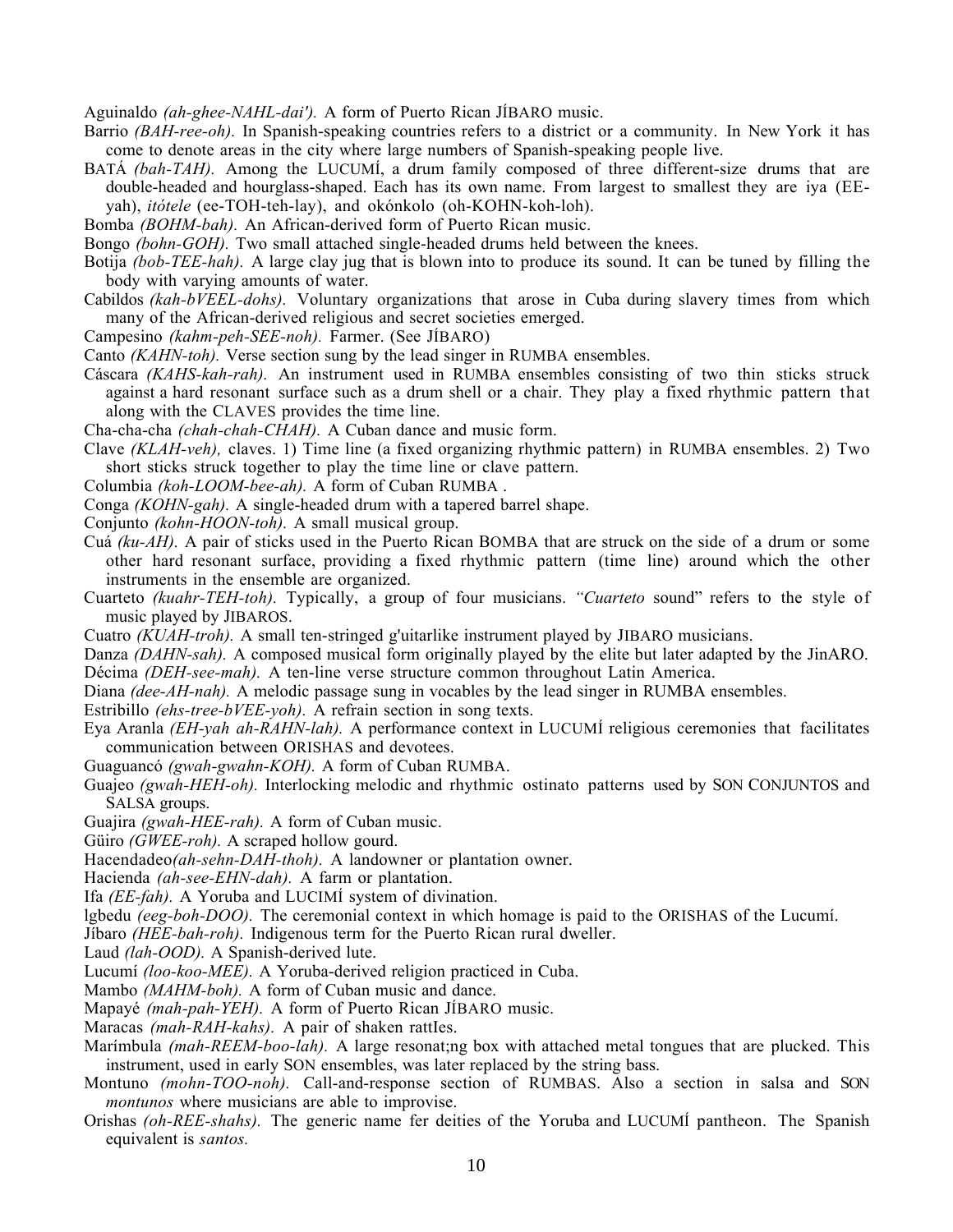Aguinaldo *(ah-ghee-NAHL-dai').* A form of Puerto Rican JÍBARO music.

Barrio *(BAH-ree-oh).* In Spanish-speaking countries refers to a district or a community. In New York it has come to denote areas in the city where large numbers of Spanish-speaking people live.

BATÁ *(bah-TAH).* Among the LUCUMÍ, a drum family composed of three different-size drums that are double-headed and hourglass-shaped. Each has its own name. From largest to smallest they are iya (EE-yah), *itótele* (ee-TOH-teh-lay), and okónkolo (oh-KOHN-koh-loh).

Bomba *(BOHM-bah).* An African-derived form of Puerto Rican music.

Bongo *(bohn-GOH).* Two small attached single-headed drums held between the knees.

Botija *(bob-TEE-hah).* A large clay jug that is blown into to produce its sound. It can be tuned by filling the body with varying amounts of water.

Cabildos *(kah-bVEEL-dohs).* Voluntary organizations that arose in Cuba during slavery times from which many of the African-derived religious and secret societies emerged.

Campesino *(kahm-peh-SEE-noh).* Farmer. (See JÍBARO)

Canto *(KAHN-toh).* Verse section sung by the lead singer in RUMBA ensembles.

Cáscara *(KAHS-kah-rah).* An instrument used in RUMBA ensembles consisting of two thin sticks struck against a hard resonant surface such as a drum shell or a chair. They play a fixed rhythmic pattern that along with the CLAVES provides the time line.

Cha-cha-cha *(chah-chah-CHAH).* A Cuban dance and music form.

Clave *(KLAH-veh),* claves. 1) Time line (a fixed organizing rhythmic pattern) in RUMBA ensembles. 2) Two short sticks struck together to play the time line or clave pattern.

Columbia *(koh-LOOM-bee-ah).* A form of Cuban RUMBA .

Conga *(KOHN-gah).* A single-headed drum with a tapered barrel shape.

Conjunto *(kohn-HOON-toh).* A small musical group.

Cuá *(ku-AH).* A pair of sticks used in the Puerto Rican BOMBA that are struck on the side of a drum or some other hard resonant surface, providing a fixed rhythmic pattern (time line) around which the other instruments in the ensemble are organized.

Cuarteto *(kuahr-TEH-toh).* Typically, a group of four musicians. *"Cuarteto* sound" refers to the style of music played by JIBAROS.

Cuatro *(KUAH-troh).* A small ten-stringed g'uitarlike instrument played by JIBARO musicians.

Danza *(DAHN-sah).* A composed musical form originally played by the elite but later adapted by the JinARO.

Décima *(DEH-see-mah).* A ten-line verse structure common throughout Latin America.

Diana *(dee-AH-nah).* A melodic passage sung in vocables by the lead singer in RUMBA ensembles.

Estribillo *(ehs-tree-bVEE-yoh).* A refrain section in song texts.

Eya Aranla *(EH-yah ah-RAHN-lah).* A performance context in LUCUMÍ religious ceremonies that facilitates communication between ORISHAS and devotees.

Guaguancó *(gwah-gwahn-KOH).* A form of Cuban RUMBA.

Guajeo *(gwah-HEH-oh).* Interlocking melodic and rhythmic ostinato patterns used by SON CONJUNTOS and SALSA groups.

Guajira *(gwah-HEE-rah).* A form of Cuban music.

Güiro *(GWEE-roh).* A scraped hollow gourd.

Hacendadeo*(ah-sehn-DAH-thoh).* A landowner or plantation owner.

Hacienda *(ah-see-EHN-dah).* A farm or plantation.

Ifa *(EE-fah).* A Yoruba and LUCIMÍ system of divination.

lgbedu *(eeg-boh-DOO).* The ceremonial context in which homage is paid to the ORISHAS of the Lucumí.

Jíbaro *(HEE-bah-roh).* Indigenous term for the Puerto Rican rural dweller.

Laud *(lah-OOD).* A Spanish-derived lute.

Lucumí *(loo-koo-MEE).* A Yoruba-derived religion practiced in Cuba.

Mambo *(MAHM-boh).* A form of Cuban music and dance.

Mapayé *(mah-pah-YEH).* A form of Puerto Rican JÍBARO music.

Maracas *(mah-RAH-kahs).* A pair of shaken rattles.

Marímbula *(mah-REEM-boo-lah).* A large resonat;ng box with attached metal tongues that are plucked. This instrument, used in early SON ensembles, was later replaced by the string bass.

Montuno *(mohn-TOO-noh).* Call-and-response section of RUMBAS. Also a section in salsa and SON *montunos* where musicians are able to improvise.

Orishas *(oh-REE-shahs).* The generic name fer deities of the Yoruba and LUCUMÍ pantheon. The Spanish equivalent is *santos.*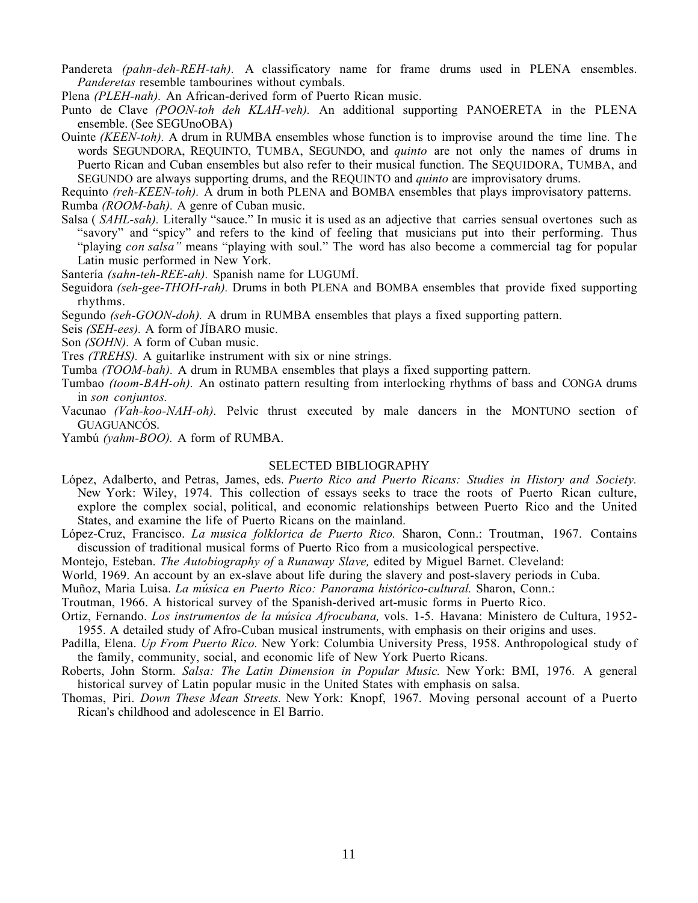Pandereta *(pahn-deh-REH-tah).* A classificatory name for frame drums used in PLENA ensembles. *Panderetas* resemble tambourines without cymbals.

Plena *(PLEH-nah).* An African-derived form of Puerto Rican music.

Punto de Clave *(POON-toh deh KLAH-veh).* An additional supporting PANOERETA in the PLENA ensemble. (See SEGUnoOBA)

Ouinte *(KEEN-toh).* A drum in RUMBA ensembles whose function is to improvise around the time line. The words SEGUNDORA, REQUINTO, TUMBA, SEGUNDO, and *quinto* are not only the names of drums in Puerto Rican and Cuban ensembles but also refer to their musical function. The SEQUIDORA, TUMBA, and SEGUNDO are always supporting drums, and the REQUINTO and *quinto* are improvisatory drums.

Requinto *(reh-KEEN-toh).* A drum in both PLENA and BOMBA ensembles that plays improvisatory patterns.

Rumba *(ROOM-bah).* A genre of Cuban music.

Salsa ( *SAHL-sah).* Literally "sauce." In music it is used as an adjective that carries sensual overtones such as "savory" and "spicy" and refers to the kind of feeling that musicians put into their performing. Thus "playing *con salsa"* means "playing with soul." The word has also become a commercial tag for popular Latin music performed in New York.

Santería *(sahn-teh-REE-ah).* Spanish name for LUGUMÍ.

Seguidora *(seh-gee-THOH-rah).* Drums in both PLENA and BOMBA ensembles that provide fixed supporting rhythms.

Segundo *(seh-GOON-doh).* A drum in RUMBA ensembles that plays a fixed supporting pattern.

Seis *(SEH-ees).* A form of JÍBARO music.

Son *(SOHN).* A form of Cuban music.

Tres *(TREHS).* A guitarlike instrument with six or nine strings.

Tumba *(TOOM-bah).* A drum in RUMBA ensembles that plays a fixed supporting pattern.

Tumbao *(toom-BAH-oh).* An ostinato pattern resulting from interlocking rhythms of bass and CONGA drums in *son conjuntos.*

Vacunao *(Vah-koo-NAH-oh).* Pelvic thrust executed by male dancers in the MONTUNO section of GUAGUANCÓS.

Yambú *(yahm-BOO).* A form of RUMBA.

## SELECTED BIBLIOGRAPHY

López, Adalberto, and Petras, James, eds. *Puerto Rico and Puerto Ricans: Studies in History and Society.* New York: Wiley, 1974. This collection of essays seeks to trace the roots of Puerto Rican culture, explore the complex social, political, and economic relationships between Puerto Rico and the United States, and examine the life of Puerto Ricans on the mainland.

López-Cruz, Francisco. *La musica folklorica de Puerto Rico.* Sharon, Conn.: Troutman, 1967. Contains discussion of traditional musical forms of Puerto Rico from a musicological perspective.

Montejo, Esteban. *The Autobiography of* a *Runaway Slave,* edited by Miguel Barnet. Cleveland: World, 1969. An account by an ex-slave about life during the slavery and post-slavery periods in Cuba.

Muñoz, Maria Luisa. *La música en Puerto Rico: Panorama histórico-cultural.* Sharon, Conn.: Troutman, 1966. A historical survey of the Spanish-derived art-music forms in Puerto Rico.

Ortiz, Fernando. *Los instrumentos de la música Afrocubana,* vols. 1-5. Havana: Ministero de Cultura, 1952-1955. A detailed study of Afro-Cuban musical instruments, with emphasis on their origins and uses.

Padilla, Elena. *Up From Puerto Rico.* New York: Columbia University Press, 1958. Anthropological study of the family, community, social, and economic life of New York Puerto Ricans.

Roberts, John Storm. *Salsa: The Latin Dimension in Popular Music.* New York: BMI, 1976. A general historical survey of Latin popular music in the United States with emphasis on salsa.

Thomas, Piri. *Down These Mean Streets.* New York: Knopf, 1967. Moving personal account of a Puerto Rican's childhood and adolescence in El Barrio.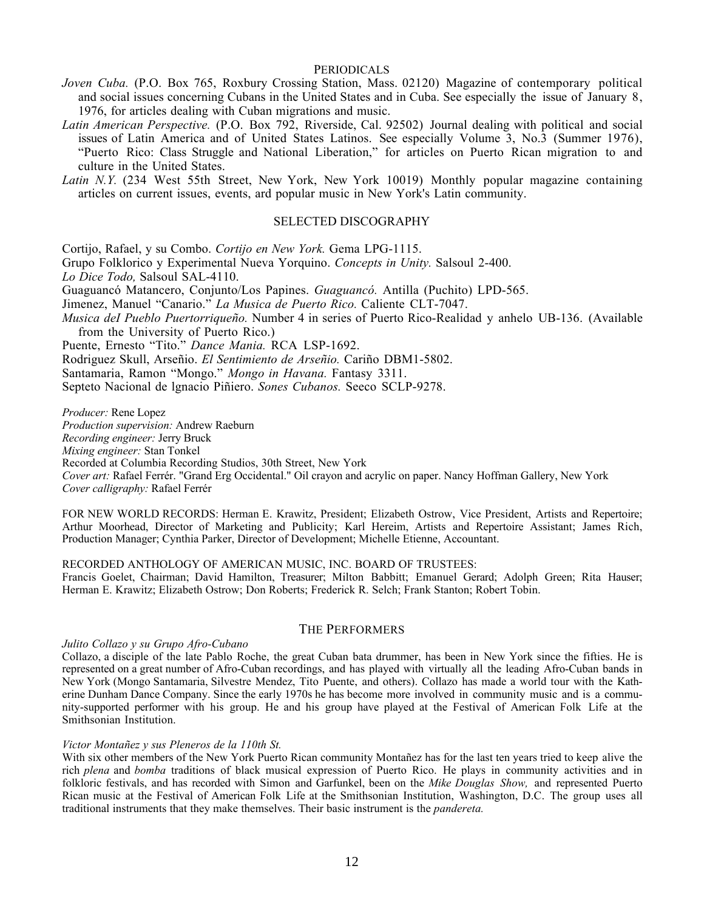## PERIODICALS

*Joven Cuba.* (P.O. Box 765, Roxbury Crossing Station, Mass. 02120) Magazine of contemporary political and social issues concerning Cubans in the United States and in Cuba. See especially the issue of January 8, 1976, for articles dealing with Cuban migrations and music.

*Latin American Perspective.* (P.O. Box 792, Riverside, Cal. 92502) Journal dealing with political and social issues of Latin America and of United States Latinos. See especially Volume 3, No.3 (Summer 1976), "Puerto Rico: Class Struggle and National Liberation," for articles on Puerto Rican migration to and culture in the United States.

*Latin N.Y.* (234 West 55th Street, New York, New York 10019) Monthly popular magazine containing articles on current issues, events, ard popular music in New York's Latin community.

## SELECTED DISCOGRAPHY

Cortijo, Rafael, y su Combo. *Cortijo en New York.* Gema LPG-1115.

Grupo Folklorico y Experimental Nueva Yorquino. *Concepts in Unity.* Salsoul 2-400.

*Lo Dice Todo,* Salsoul SAL-4110.

Guaguancó Matancero, Conjunto/Los Papines. *Guaguancó.* Antilla (Puchito) LPD-565.

Jimenez, Manuel "Canario." *La Musica de Puerto Rico.* Caliente CLT-7047.

*Musica deI Pueblo Puertorriqueño.* Number 4 in series of Puerto Rico-Realidad y anhelo UB-136. (Available from the University of Puerto Rico.)

Puente, Ernesto "Tito." *Dance Mania.* RCA LSP-1692.

Rodriguez Skull, Arseñio. *El Sentimiento de Arseñio.* Cariño DBM1-5802.

Santamaria, Ramon "Mongo." *Mongo in Havana.* Fantasy 3311.

Septeto Nacional de lgnacio Piñiero. *Sones Cubanos.* Seeco SCLP-9278.

*Producer:* Rene Lopez
*Production supervision:* Andrew Raeburn
*Recording engineer:* Jerry Bruck
*Mixing engineer:* Stan Tonkel
Recorded at Columbia Recording Studios, 30th Street, New York
*Cover art:* Rafael Ferrér. "Grand Erg Occidental." Oil crayon and acrylic on paper. Nancy Hoffman Gallery, New York
*Cover calligraphy:* Rafael Ferrér

FOR NEW WORLD RECORDS: Herman E. Krawitz, President; Elizabeth Ostrow, Vice President, Artists and Repertoire; Arthur Moorhead, Director of Marketing and Publicity; Karl Hereim, Artists and Repertoire Assistant; James Rich, Production Manager; Cynthia Parker, Director of Development; Michelle Etienne, Accountant.

RECORDED ANTHOLOGY OF AMERICAN MUSIC, INC. BOARD OF TRUSTEES:
Francis Goelet, Chairman; David Hamilton, Treasurer; Milton Babbitt; Emanuel Gerard; Adolph Green; Rita Hauser; Herman E. Krawitz; Elizabeth Ostrow; Don Roberts; Frederick R. Selch; Frank Stanton; Robert Tobin.

## THE PERFORMERS

*Julito Collazo y su Grupo Afro-Cubano*

Collazo, a disciple of the late Pablo Roche, the great Cuban bata drummer, has been in New York since the fifties. He is represented on a great number of Afro-Cuban recordings, and has played with virtually all the leading Afro-Cuban bands in New York (Mongo Santamaria, Silvestre Mendez, Tito Puente, and others). Collazo has made a world tour with the Katherine Dunham Dance Company. Since the early 1970s he has become more involved in community music and is a community-supported performer with his group. He and his group have played at the Festival of American Folk Life at the Smithsonian Institution.

*Victor Montañez y sus Pleneros de la 110th St.*

With six other members of the New York Puerto Rican community Montañez has for the last ten years tried to keep alive the rich *plena* and *bomba* traditions of black musical expression of Puerto Rico. He plays in community activities and in folkloric festivals, and has recorded with Simon and Garfunkel, been on the *Mike Douglas Show,* and represented Puerto Rican music at the Festival of American Folk Life at the Smithsonian Institution, Washington, D.C. The group uses all traditional instruments that they make themselves. Their basic instrument is the *pandereta.*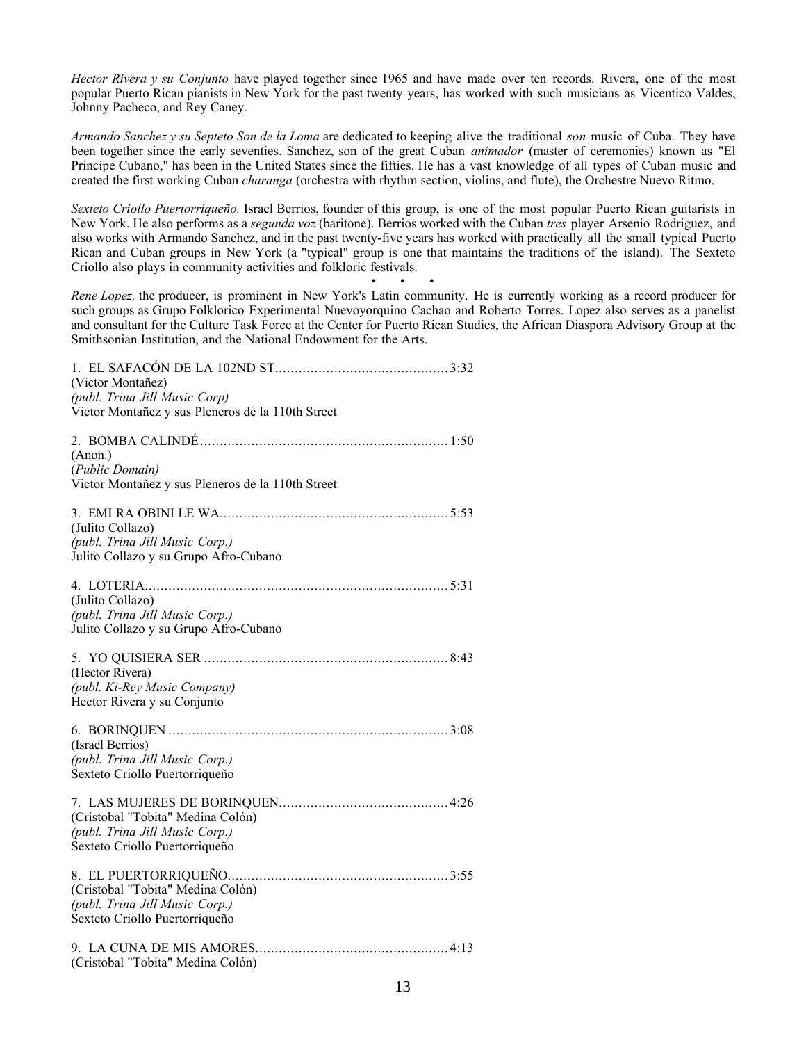*Hector Rivera y su Conjunto* have played together since 1965 and have made over ten records. Rivera, one of the most popular Puerto Rican pianists in New York for the past twenty years, has worked with such musicians as Vicentico Valdes, Johnny Pacheco, and Rey Caney.

*Armando Sanchez y su Septeto Son de la Loma* are dedicated to keeping alive the traditional *son* music of Cuba. They have been together since the early seventies. Sanchez, son of the great Cuban *animador* (master of ceremonies) known as "El Principe Cubano," has been in the United States since the fifties. He has a vast knowledge of all types of Cuban music and created the first working Cuban *charanga* (orchestra with rhythm section, violins, and flute), the Orchestre Nuevo Ritmo.

*Sexteto Criollo Puertorriqueño.* Israel Berrios, founder of this group, is one of the most popular Puerto Rican guitarists in New York. He also performs as a *segunda voz* (baritone). Berrios worked with the Cuban *tres* player Arsenio Rodriguez, and also works with Armando Sanchez, and in the past twenty-five years has worked with practically all the small typical Puerto Rican and Cuban groups in New York (a "typical" group is one that maintains the traditions of the island). The Sexteto Criollo also plays in community activities and folkloric festivals.

• • •

*Rene Lopez,* the producer, is prominent in New York's Latin community. He is currently working as a record producer for such groups as Grupo Folklorico Experimental Nuevoyorquino Cachao and Roberto Torres. Lopez also serves as a panelist and consultant for the Culture Task Force at the Center for Puerto Rican Studies, the African Diaspora Advisory Group at the Smithsonian Institution, and the National Endowment for the Arts.

1. EL SAFACÓN DE LA 102ND ST........................................... 3:32
(Victor Montañez)
*(publ. Trina Jill Music Corp)*
Victor Montañez y sus Pleneros de la 110th Street

2. BOMBA CALINDÉ............................................................. 1:50
(Anon.)
(*Public Domain)*
Victor Montañez y sus Pleneros de la 110th Street

3. EMI RA OBINI LE WA......................................................... 5:53
(Julito Collazo)
*(publ. Trina Jill Music Corp.)*
Julito Collazo y su Grupo Afro-Cubano

4. LOTERIA........................................................................... 5:31
(Julito Collazo)
*(publ. Trina Jill Music Corp.)*
Julito Collazo y su Grupo Afro-Cubano

5. YO QUISIERA SER ............................................................ 8:43
(Hector Rivera)
*(publ. Ki-Rey Music Company)*
Hector Rivera y su Conjunto

6. BORINQUEN ..................................................................... 3:08
(Israel Berrios)
*(publ. Trina Jill Music Corp.)*
Sexteto Criollo Puertorriqueño

7. LAS MUJERES DE BORINQUEN.......................................... 4:26
(Cristobal "Tobita" Medina Colón)
*(publ. Trina Jill Music Corp.)*
Sexteto Criollo Puertorriqueño

8. EL PUERTORRIQUEÑO....................................................... 3:55
(Cristobal "Tobita" Medina Colón)
*(publ. Trina Jill Music Corp.)*
Sexteto Criollo Puertorriqueño

9. LA CUNA DE MIS AMORES................................................ 4:13
(Cristobal "Tobita" Medina Colón)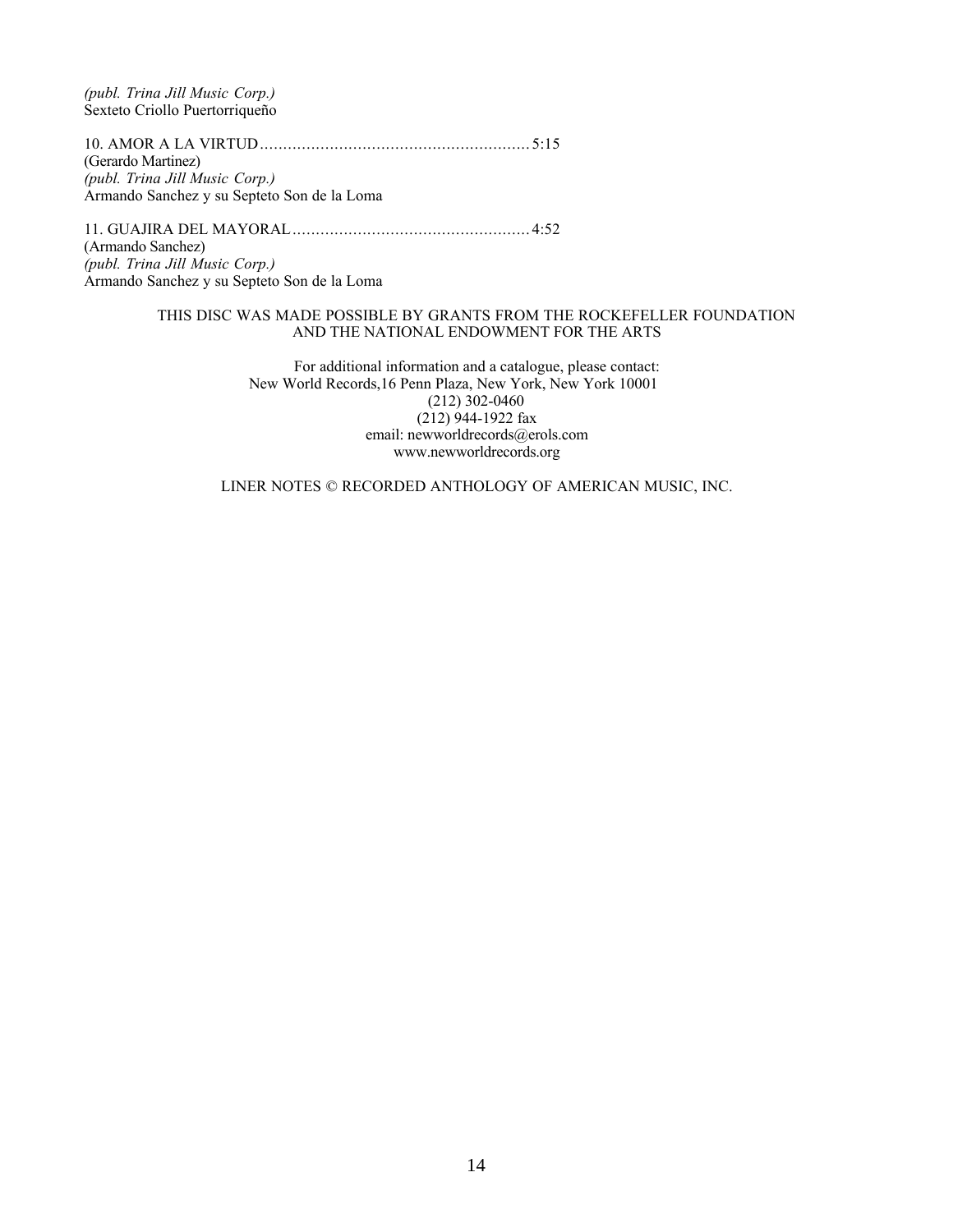*(publ. Trina Jill Music Corp.)*
Sexteto Criollo Puertorriqueño

10. AMOR A LA VIRTUD......................................................... 5:15
(Gerardo Martinez)
*(publl. Trina Jill Music Corp.)*
Armando Sanchez y su Septeto Son de la Loma

11. GUAJIRA DEL MAYORAL.................................................. 4:52
(Armando Sanchez)
*(publ. Trina Jill Music Corp.)*
Armando Sanchez y su Septeto Son de la Loma

THIS DISC WAS MADE POSSIBLE BY GRANTS FROM THE ROCKEFELLER FOUNDATION AND THE NATIONAL ENDOWMENT FOR THE ARTS

For additional information and a catalogue, please contact:
New World Records,16 Penn Plaza, New York, New York 10001
(212) 302-0460
(212) 944-1922 fax
email: newworldrecords@erols.com
www.newworldrecords.org

LINER NOTES © RECORDED ANTHOLOGY OF AMERICAN MUSIC, INC.